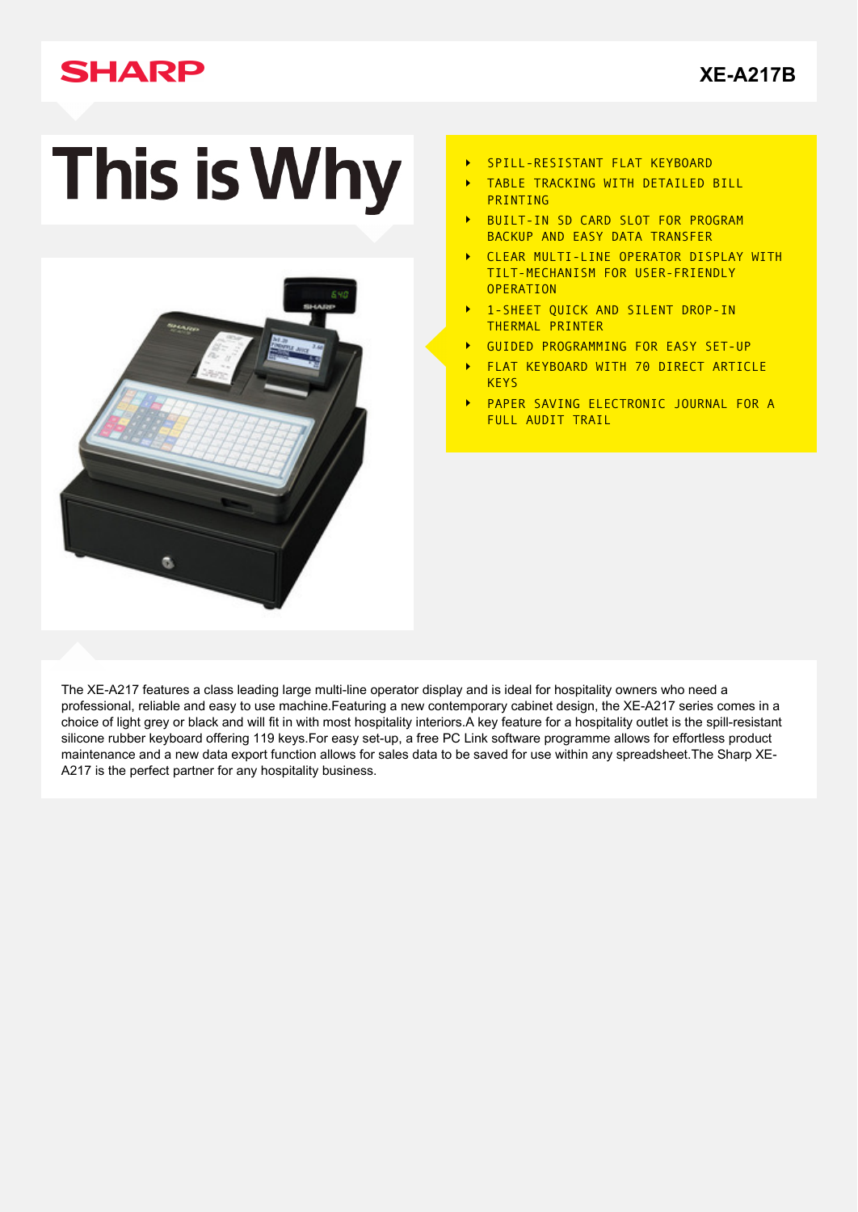SHARP

**XE-A217B**

# This is Why

- SPILL-RESISTANT FLAT KEYBOARD
- TABLE TRACKING WITH DETAILED BILL PRINTING
- BUILT-IN SD CARD SLOT FOR PROGRAM BACKUP AND EASY DATA TRANSFER
- CLEAR MULTI-LINE OPERATOR DISPLAY WITH TILT-MECHANISM FOR USER-FRIENDLY OPERATION
- 1-SHEET QUICK AND SILENT DROP-IN THERMAL PRINTER
- GUIDED PROGRAMMING FOR EASY SET-UP
- FLAT KEYBOARD WITH 70 DIRECT ARTICLE KEYS
- PAPER SAVING ELECTRONIC JOURNAL FOR A FULL AUDIT TRAIL

The XE-A217 features a class leading large multi-line operator display and is ideal for hospitality owners who need a professional, reliable and easy to use machine.Featuring a new contemporary cabinet design, the XE-A217 series comes in a choice of light grey or black and will fit in with most hospitality interiors.A key feature for a hospitality outlet is the spill-resistant silicone rubber keyboard offering 119 keys.For easy set-up, a free PC Link software programme allows for effortless product maintenance and a new data export function allows for sales data to be saved for use within any spreadsheet.The Sharp XE-A217 is the perfect partner for any hospitality business.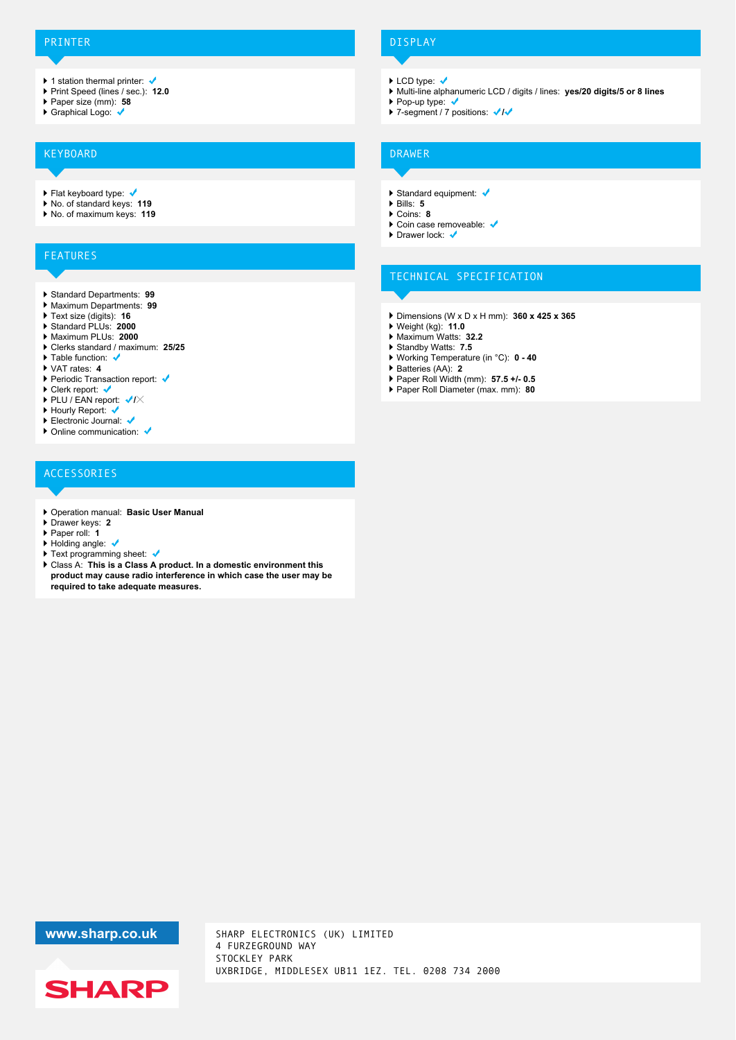## PRINTER

- 1 station thermal printer: ✓
- Print Speed (lines / sec.): **12.0**
- Paper size (mm): **58**
- Graphical Logo: ✓

## KEYBOARD

- Flat keyboard type: ✓
- No. of standard keys: **119**
- No. of maximum keys: **119**

## FEATURES

- Standard Departments: **99**
- Maximum Departments: **99**
- Text size (digits): **16**
- Standard PLUs: **2000**
- Maximum PLUs: **2000**
- Clerks standard / maximum: **25/25**
- Table function: ✓
- VAT rates: **4**
- Periodic Transaction report: ✓
- Clerk report: ✓
- PLU / EAN report: ✓/✗
- Hourly Report: ✓
- Electronic Journal: ✓
- Online communication: ✓

## ACCESSORIES

- Operation manual: **Basic User Manual**
- Drawer keys: **2**
- Paper roll: **1**
- Holding angle: ✓
- Text programming sheet: ✓
- Class A: **This is a Class A product. In a domestic environment this product may cause radio interference in which case the user may be required to take adequate measures.**

## DISPLAY

- LCD type: ✓
- Multi-line alphanumeric LCD / digits / lines: **yes/20 digits/5 or 8 lines**
- Pop-up type: ✓
- 7-segment / 7 positions: ✓/✓

## DRAWER

- Standard equipment: ✓
- Bills: **5**
- Coins: **8**
- Coin case removeable: ✓
- Drawer lock: ✓

## TECHNICAL SPECIFICATION

- Dimensions (W x D x H mm): **360 x 425 x 365**
- Weight (kg): **11.0**
- Maximum Watts: **32.2**
- Standby Watts: **7.5**
- Working Temperature (in °C): **0 - 40**
- Batteries (AA): **2**
- Paper Roll Width (mm): **57.5 +/- 0.5**
- Paper Roll Diameter (max. mm): **80**

**www.sharp.co.uk**

SHARP

SHARP ELECTRONICS (UK) LIMITED
4 FURZEGROUND WAY
STOCKLEY PARK
UXBRIDGE, MIDDLESEX UB11 1EZ. TEL. 0208 734 2000